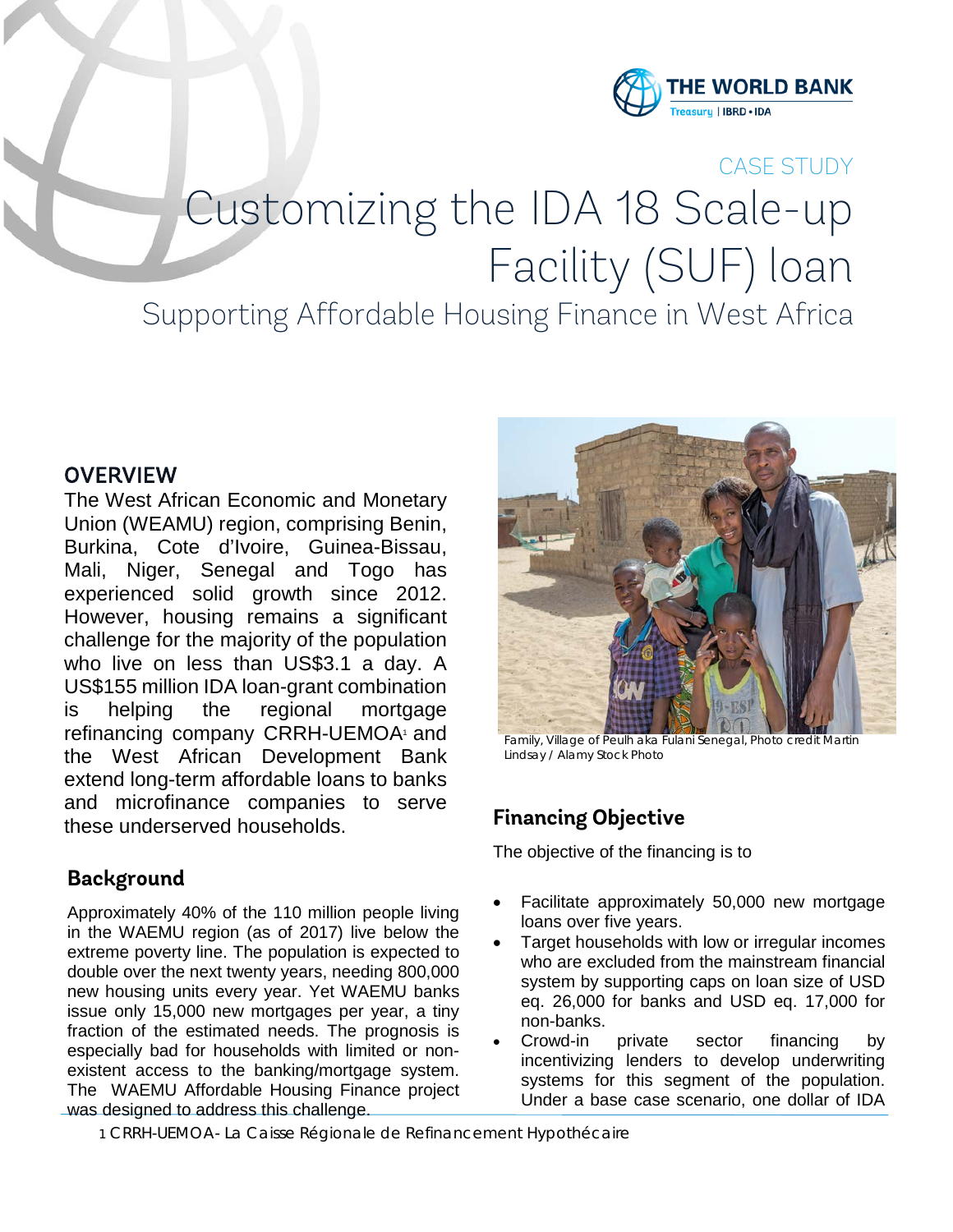CASE STUDY

# Customizing the IDA 18 Scale-up Facility (SUF) loan

## Supporting Affordable Housing Finance in West Africa

## OVERVIEW

The West African Economic and Monetary Union (WEAMU) region, comprising Benin, Burkina, Cote d'Ivoire, Guinea-Bissau, Mali, Niger, Senegal and Togo has experienced solid growth since 2012. However, housing remains a significant challenge for the majority of the population who live on less than US$3.1 a day. A US$155 million IDA loan-grant combination is helping the regional mortgage refinancing company CRRH-UEMOA[1] and the West African Development Bank extend long-term affordable loans to banks and microfinance companies to serve these underserved households.

## Background

Approximately 40% of the 110 million people living in the WAEMU region (as of 2017) live below the extreme poverty line. The population is expected to double over the next twenty years, needing 800,000 new housing units every year. Yet WAEMU banks issue only 15,000 new mortgages per year, a tiny fraction of the estimated needs. The prognosis is especially bad for households with limited or non-existent access to the banking/mortgage system. The WAEMU Affordable Housing Finance project was designed to address this challenge.

Family, Village of Peulh aka Fulani Senegal, Photo credit Martin Lindsay / Alamy Stock Photo

## Financing Objective

The objective of the financing is to

- Facilitate approximately 50,000 new mortgage loans over five years.
- Target households with low or irregular incomes who are excluded from the mainstream financial system by supporting caps on loan size of USD eq. 26,000 for banks and USD eq. 17,000 for non-banks.
- Crowd-in private sector financing by incentivizing lenders to develop underwriting systems for this segment of the population. Under a base case scenario, one dollar of IDA

1 CRRH-UEMOA- La Caisse Régionale de Refinancement Hypothécaire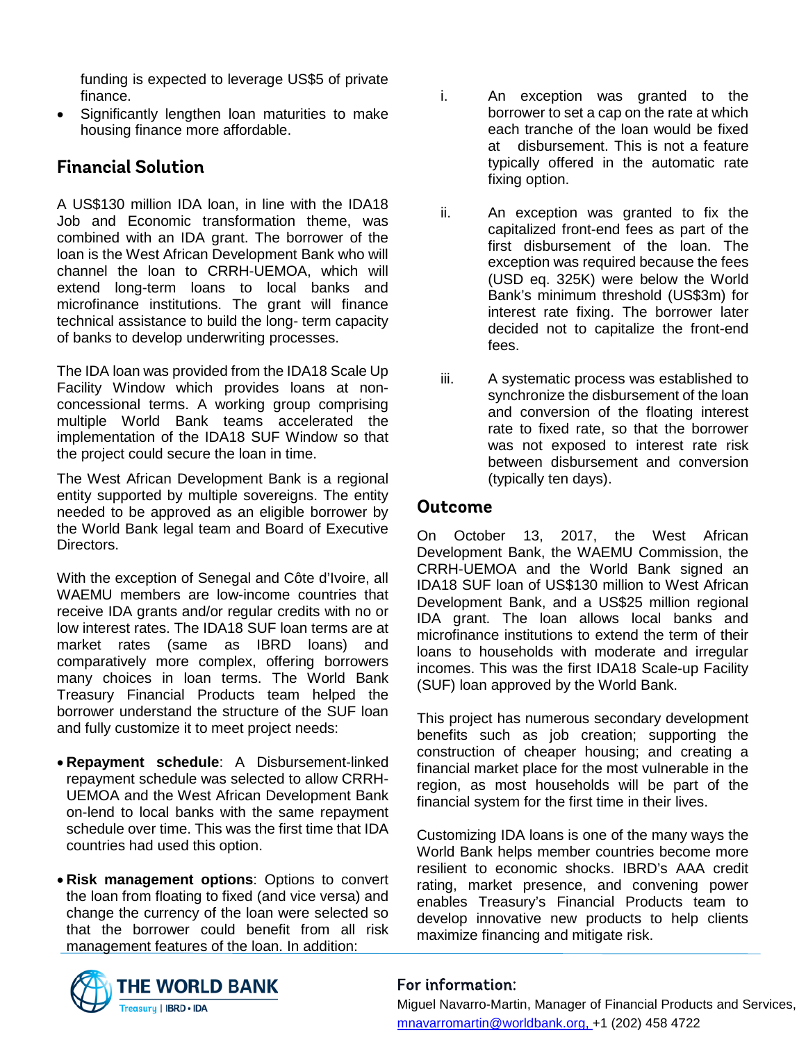funding is expected to leverage US$5 of private finance.

- Significantly lengthen loan maturities to make housing finance more affordable.

## Financial Solution

A US$130 million IDA loan, in line with the IDA18 Job and Economic transformation theme, was combined with an IDA grant. The borrower of the loan is the West African Development Bank who will channel the loan to CRRH-UEMOA, which will extend long-term loans to local banks and microfinance institutions. The grant will finance technical assistance to build the long- term capacity of banks to develop underwriting processes.

The IDA loan was provided from the IDA18 Scale Up Facility Window which provides loans at non-concessional terms. A working group comprising multiple World Bank teams accelerated the implementation of the IDA18 SUF Window so that the project could secure the loan in time.

The West African Development Bank is a regional entity supported by multiple sovereigns. The entity needed to be approved as an eligible borrower by the World Bank legal team and Board of Executive Directors.

With the exception of Senegal and Côte d'Ivoire, all WAEMU members are low-income countries that receive IDA grants and/or regular credits with no or low interest rates. The IDA18 SUF loan terms are at market rates (same as IBRD loans) and comparatively more complex, offering borrowers many choices in loan terms. The World Bank Treasury Financial Products team helped the borrower understand the structure of the SUF loan and fully customize it to meet project needs:

- **Repayment schedule**: A Disbursement-linked repayment schedule was selected to allow CRRH-UEMOA and the West African Development Bank on-lend to local banks with the same repayment schedule over time. This was the first time that IDA countries had used this option.

- **Risk management options**: Options to convert the loan from floating to fixed (and vice versa) and change the currency of the loan were selected so that the borrower could benefit from all risk management features of the loan. In addition:

  i. An exception was granted to the borrower to set a cap on the rate at which each tranche of the loan would be fixed at disbursement. This is not a feature typically offered in the automatic rate fixing option.

  ii. An exception was granted to fix the capitalized front-end fees as part of the first disbursement of the loan. The exception was required because the fees (USD eq. 325K) were below the World Bank's minimum threshold (US$3m) for interest rate fixing. The borrower later decided not to capitalize the front-end fees.

  iii. A systematic process was established to synchronize the disbursement of the loan and conversion of the floating interest rate to fixed rate, so that the borrower was not exposed to interest rate risk between disbursement and conversion (typically ten days).

## Outcome

On October 13, 2017, the West African Development Bank, the WAEMU Commission, the CRRH-UEMOA and the World Bank signed an IDA18 SUF loan of US$130 million to West African Development Bank, and a US$25 million regional IDA grant. The loan allows local banks and microfinance institutions to extend the term of their loans to households with moderate and irregular incomes. This was the first IDA18 Scale-up Facility (SUF) loan approved by the World Bank.

This project has numerous secondary development benefits such as job creation; supporting the construction of cheaper housing; and creating a financial market place for the most vulnerable in the region, as most households will be part of the financial system for the first time in their lives.

Customizing IDA loans is one of the many ways the World Bank helps member countries become more resilient to economic shocks. IBRD's AAA credit rating, market presence, and convening power enables Treasury's Financial Products team to develop innovative new products to help clients maximize financing and mitigate risk.

THE WORLD BANK
Treasury | IBRD • IDA

### For information:

Miguel Navarro-Martin, Manager of Financial Products and Services,
mnavarromartin@worldbank.org, +1 (202) 458 4722